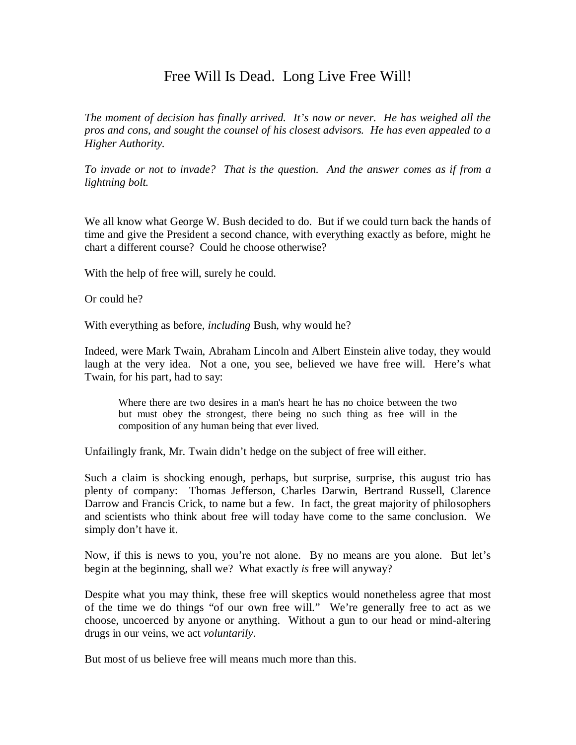# Free Will Is Dead. Long Live Free Will!

*The moment of decision has finally arrived. It's now or never. He has weighed all the pros and cons, and sought the counsel of his closest advisors. He has even appealed to a Higher Authority.*

*To invade or not to invade? That is the question. And the answer comes as if from a lightning bolt.*

We all know what George W. Bush decided to do. But if we could turn back the hands of time and give the President a second chance, with everything exactly as before, might he chart a different course? Could he choose otherwise?

With the help of free will, surely he could.

Or could he?

With everything as before, *including* Bush, why would he?

Indeed, were Mark Twain, Abraham Lincoln and Albert Einstein alive today, they would laugh at the very idea. Not a one, you see, believed we have free will. Here's what Twain, for his part, had to say:

> Where there are two desires in a man's heart he has no choice between the two but must obey the strongest, there being no such thing as free will in the composition of any human being that ever lived.

Unfailingly frank, Mr. Twain didn't hedge on the subject of free will either.

Such a claim is shocking enough, perhaps, but surprise, surprise, this august trio has plenty of company: Thomas Jefferson, Charles Darwin, Bertrand Russell, Clarence Darrow and Francis Crick, to name but a few. In fact, the great majority of philosophers and scientists who think about free will today have come to the same conclusion. We simply don't have it.

Now, if this is news to you, you're not alone. By no means are you alone. But let's begin at the beginning, shall we? What exactly *is* free will anyway?

Despite what you may think, these free will skeptics would nonetheless agree that most of the time we do things "of our own free will." We're generally free to act as we choose, uncoerced by anyone or anything. Without a gun to our head or mind-altering drugs in our veins, we act *voluntarily*.

But most of us believe free will means much more than this.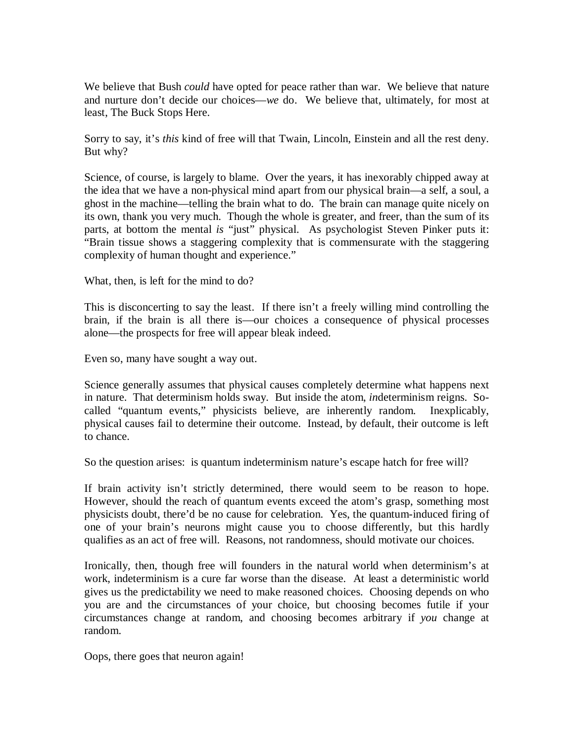We believe that Bush *could* have opted for peace rather than war. We believe that nature and nurture don't decide our choices—*we* do. We believe that, ultimately, for most at least, The Buck Stops Here.

Sorry to say, it's *this* kind of free will that Twain, Lincoln, Einstein and all the rest deny. But why?

Science, of course, is largely to blame. Over the years, it has inexorably chipped away at the idea that we have a non-physical mind apart from our physical brain—a self, a soul, a ghost in the machine—telling the brain what to do. The brain can manage quite nicely on its own, thank you very much. Though the whole is greater, and freer, than the sum of its parts, at bottom the mental *is* "just" physical. As psychologist Steven Pinker puts it: "Brain tissue shows a staggering complexity that is commensurate with the staggering complexity of human thought and experience."

What, then, is left for the mind to do?

This is disconcerting to say the least. If there isn't a freely willing mind controlling the brain, if the brain is all there is—our choices a consequence of physical processes alone—the prospects for free will appear bleak indeed.

Even so, many have sought a way out.

Science generally assumes that physical causes completely determine what happens next in nature. That determinism holds sway. But inside the atom, *in*determinism reigns. So-called "quantum events," physicists believe, are inherently random. Inexplicably, physical causes fail to determine their outcome. Instead, by default, their outcome is left to chance.

So the question arises: is quantum indeterminism nature's escape hatch for free will?

If brain activity isn't strictly determined, there would seem to be reason to hope. However, should the reach of quantum events exceed the atom's grasp, something most physicists doubt, there'd be no cause for celebration. Yes, the quantum-induced firing of one of your brain's neurons might cause you to choose differently, but this hardly qualifies as an act of free will. Reasons, not randomness, should motivate our choices.

Ironically, then, though free will founders in the natural world when determinism's at work, indeterminism is a cure far worse than the disease. At least a deterministic world gives us the predictability we need to make reasoned choices. Choosing depends on who you are and the circumstances of your choice, but choosing becomes futile if your circumstances change at random, and choosing becomes arbitrary if *you* change at random.

Oops, there goes that neuron again!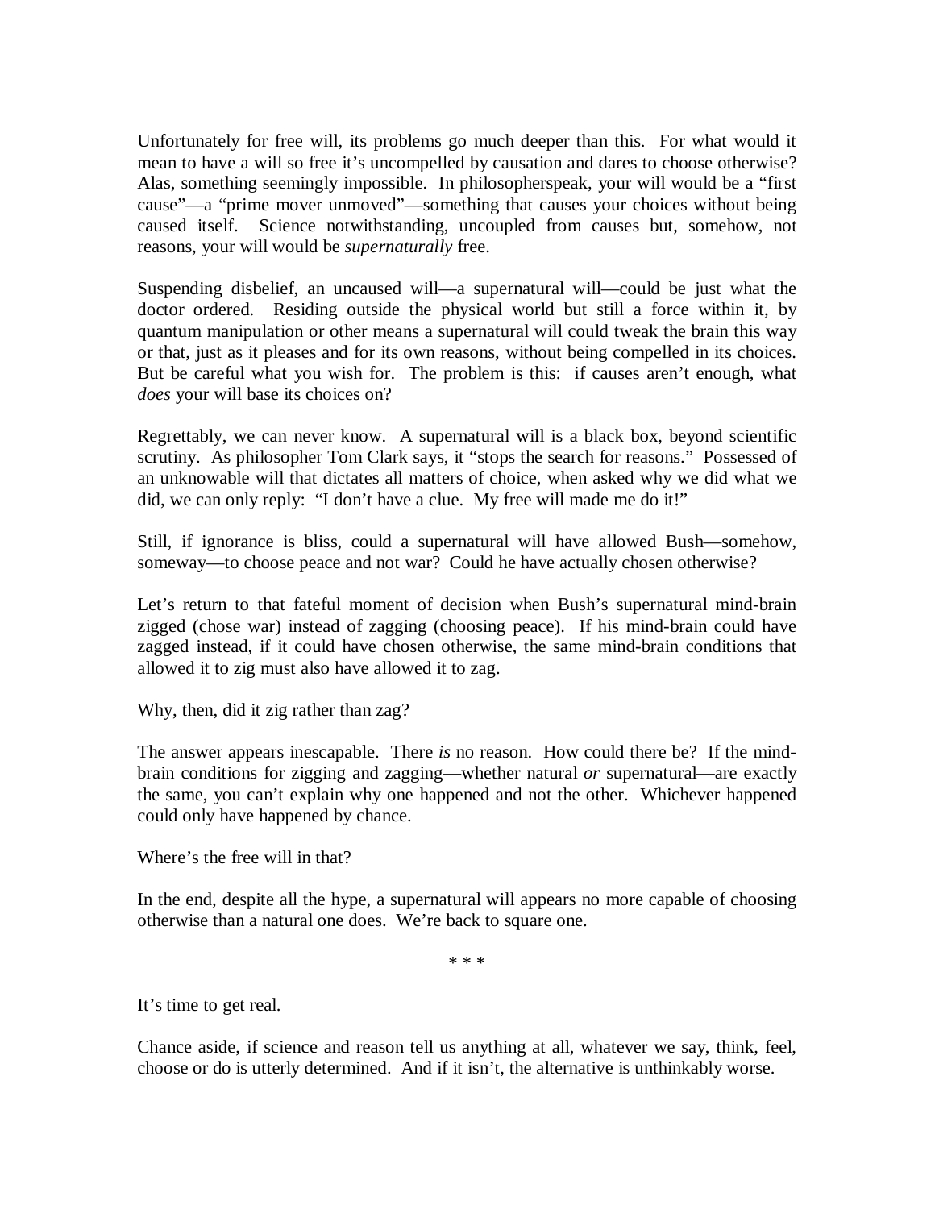Unfortunately for free will, its problems go much deeper than this. For what would it mean to have a will so free it's uncompelled by causation and dares to choose otherwise? Alas, something seemingly impossible. In philosopherspeak, your will would be a "first cause"—a "prime mover unmoved"—something that causes your choices without being caused itself. Science notwithstanding, uncoupled from causes but, somehow, not reasons, your will would be *supernaturally* free.

Suspending disbelief, an uncaused will—a supernatural will—could be just what the doctor ordered. Residing outside the physical world but still a force within it, by quantum manipulation or other means a supernatural will could tweak the brain this way or that, just as it pleases and for its own reasons, without being compelled in its choices. But be careful what you wish for. The problem is this: if causes aren't enough, what *does* your will base its choices on?

Regrettably, we can never know. A supernatural will is a black box, beyond scientific scrutiny. As philosopher Tom Clark says, it "stops the search for reasons." Possessed of an unknowable will that dictates all matters of choice, when asked why we did what we did, we can only reply: "I don't have a clue. My free will made me do it!"

Still, if ignorance is bliss, could a supernatural will have allowed Bush—somehow, someway—to choose peace and not war? Could he have actually chosen otherwise?

Let's return to that fateful moment of decision when Bush's supernatural mind-brain zigged (chose war) instead of zagging (choosing peace). If his mind-brain could have zagged instead, if it could have chosen otherwise, the same mind-brain conditions that allowed it to zig must also have allowed it to zag.

Why, then, did it zig rather than zag?

The answer appears inescapable. There *is* no reason. How could there be? If the mind-brain conditions for zigging and zagging—whether natural *or* supernatural—are exactly the same, you can't explain why one happened and not the other. Whichever happened could only have happened by chance.

Where's the free will in that?

In the end, despite all the hype, a supernatural will appears no more capable of choosing otherwise than a natural one does. We're back to square one.

\* \* \*

It's time to get real.

Chance aside, if science and reason tell us anything at all, whatever we say, think, feel, choose or do is utterly determined. And if it isn't, the alternative is unthinkably worse.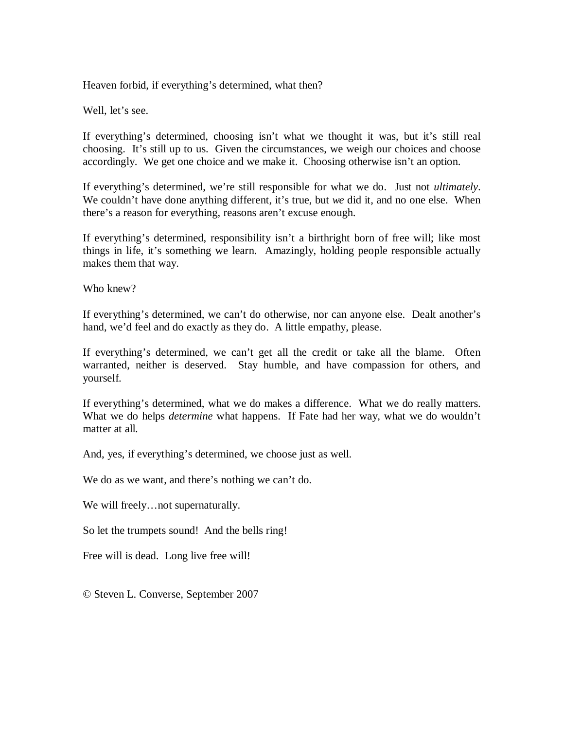Heaven forbid, if everything's determined, what then?

Well, let's see.

If everything's determined, choosing isn't what we thought it was, but it's still real choosing. It's still up to us. Given the circumstances, we weigh our choices and choose accordingly. We get one choice and we make it. Choosing otherwise isn't an option.

If everything's determined, we're still responsible for what we do. Just not *ultimately*. We couldn't have done anything different, it's true, but *we* did it, and no one else. When there's a reason for everything, reasons aren't excuse enough.

If everything's determined, responsibility isn't a birthright born of free will; like most things in life, it's something we learn. Amazingly, holding people responsible actually makes them that way.

Who knew?

If everything's determined, we can't do otherwise, nor can anyone else. Dealt another's hand, we'd feel and do exactly as they do. A little empathy, please.

If everything's determined, we can't get all the credit or take all the blame. Often warranted, neither is deserved. Stay humble, and have compassion for others, and yourself.

If everything's determined, what we do makes a difference. What we do really matters. What we do helps *determine* what happens. If Fate had her way, what we do wouldn't matter at all.

And, yes, if everything's determined, we choose just as well.

We do as we want, and there's nothing we can't do.

We will freely…not supernaturally.

So let the trumpets sound! And the bells ring!

Free will is dead. Long live free will!

© Steven L. Converse, September 2007